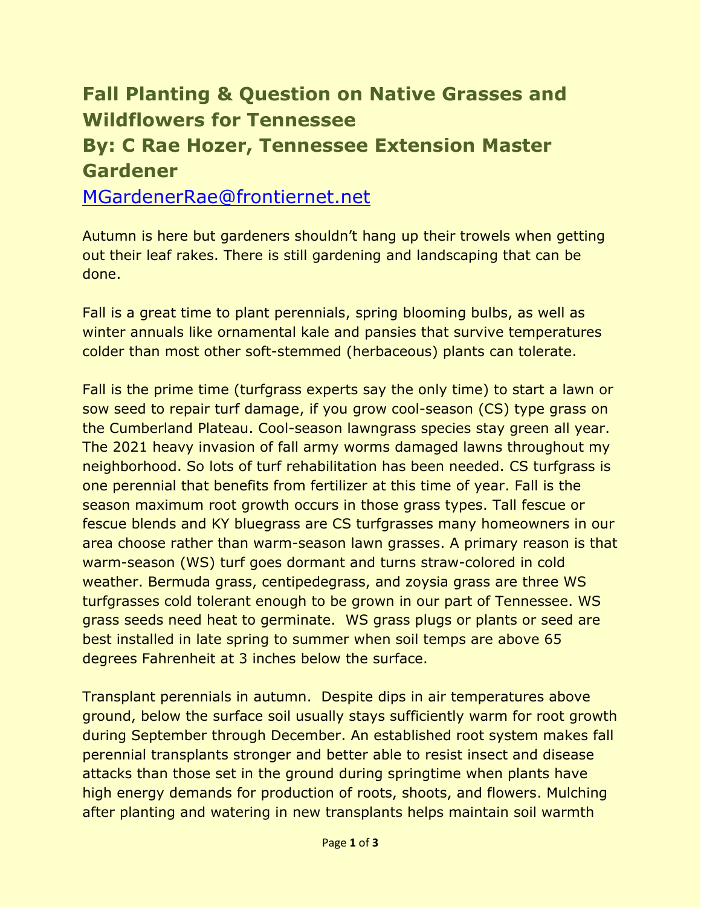# Fall Planting & Question on Native Grasses and Wildflowers for Tennessee

## By: C Rae Hozer, Tennessee Extension Master Gardener

[MGardenerRae@frontiernet.net](mailto:MGardenerRae@frontiernet.net)

Autumn is here but gardeners shouldn't hang up their trowels when getting out their leaf rakes. There is still gardening and landscaping that can be done.

Fall is a great time to plant perennials, spring blooming bulbs, as well as winter annuals like ornamental kale and pansies that survive temperatures colder than most other soft-stemmed (herbaceous) plants can tolerate.

Fall is the prime time (turfgrass experts say the only time) to start a lawn or sow seed to repair turf damage, if you grow cool-season (CS) type grass on the Cumberland Plateau. Cool-season lawngrass species stay green all year. The 2021 heavy invasion of fall army worms damaged lawns throughout my neighborhood. So lots of turf rehabilitation has been needed. CS turfgrass is one perennial that benefits from fertilizer at this time of year. Fall is the season maximum root growth occurs in those grass types. Tall fescue or fescue blends and KY bluegrass are CS turfgrasses many homeowners in our area choose rather than warm-season lawn grasses. A primary reason is that warm-season (WS) turf goes dormant and turns straw-colored in cold weather. Bermuda grass, centipedegrass, and zoysia grass are three WS turfgrasses cold tolerant enough to be grown in our part of Tennessee. WS grass seeds need heat to germinate. WS grass plugs or plants or seed are best installed in late spring to summer when soil temps are above 65 degrees Fahrenheit at 3 inches below the surface.

Transplant perennials in autumn. Despite dips in air temperatures above ground, below the surface soil usually stays sufficiently warm for root growth during September through December. An established root system makes fall perennial transplants stronger and better able to resist insect and disease attacks than those set in the ground during springtime when plants have high energy demands for production of roots, shoots, and flowers. Mulching after planting and watering in new transplants helps maintain soil warmth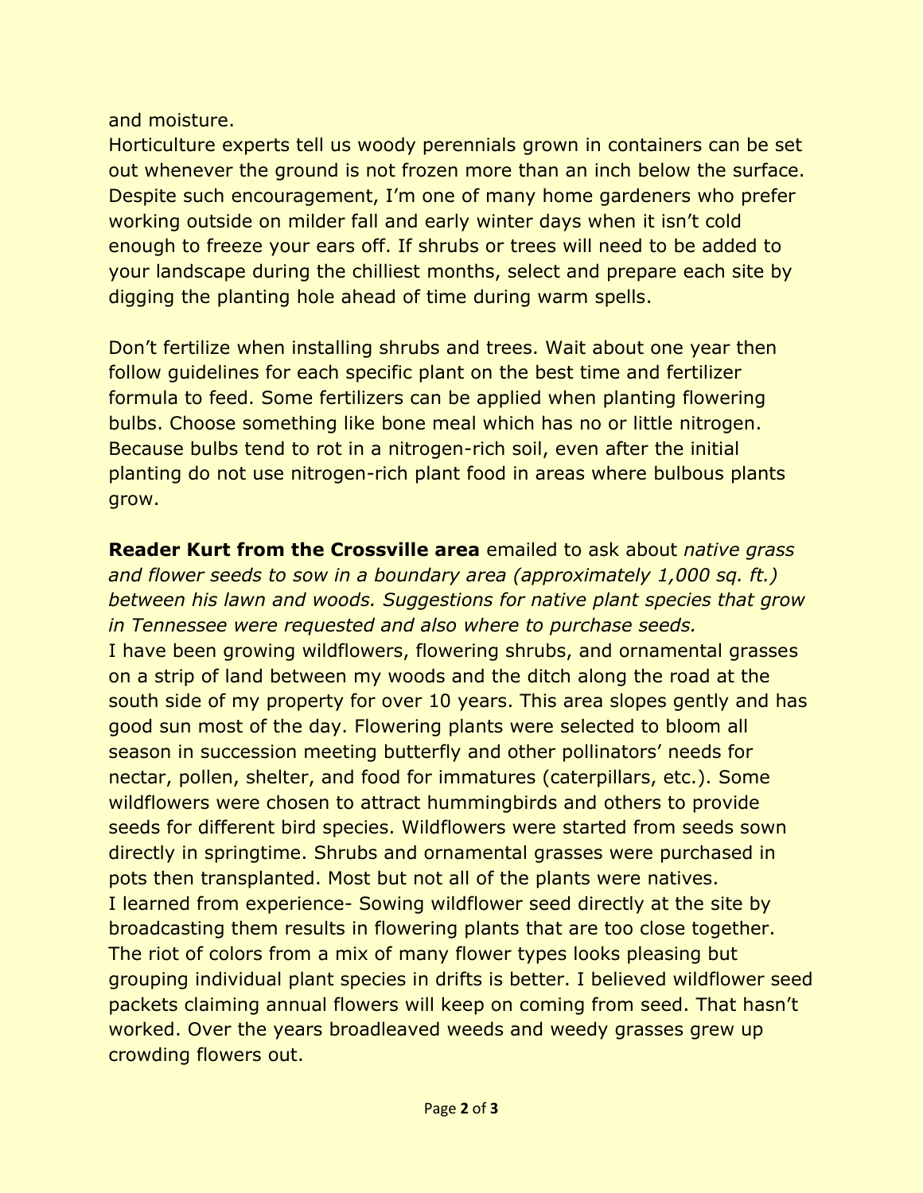and moisture.
Horticulture experts tell us woody perennials grown in containers can be set out whenever the ground is not frozen more than an inch below the surface. Despite such encouragement, I'm one of many home gardeners who prefer working outside on milder fall and early winter days when it isn't cold enough to freeze your ears off. If shrubs or trees will need to be added to your landscape during the chilliest months, select and prepare each site by digging the planting hole ahead of time during warm spells.

Don't fertilize when installing shrubs and trees. Wait about one year then follow guidelines for each specific plant on the best time and fertilizer formula to feed. Some fertilizers can be applied when planting flowering bulbs. Choose something like bone meal which has no or little nitrogen. Because bulbs tend to rot in a nitrogen-rich soil, even after the initial planting do not use nitrogen-rich plant food in areas where bulbous plants grow.

**Reader Kurt from the Crossville area** emailed to ask about *native grass and flower seeds to sow in a boundary area (approximately 1,000 sq. ft.) between his lawn and woods. Suggestions for native plant species that grow in Tennessee were requested and also where to purchase seeds.*
I have been growing wildflowers, flowering shrubs, and ornamental grasses on a strip of land between my woods and the ditch along the road at the south side of my property for over 10 years. This area slopes gently and has good sun most of the day. Flowering plants were selected to bloom all season in succession meeting butterfly and other pollinators' needs for nectar, pollen, shelter, and food for immatures (caterpillars, etc.). Some wildflowers were chosen to attract hummingbirds and others to provide seeds for different bird species. Wildflowers were started from seeds sown directly in springtime. Shrubs and ornamental grasses were purchased in pots then transplanted. Most but not all of the plants were natives.
I learned from experience- Sowing wildflower seed directly at the site by broadcasting them results in flowering plants that are too close together. The riot of colors from a mix of many flower types looks pleasing but grouping individual plant species in drifts is better. I believed wildflower seed packets claiming annual flowers will keep on coming from seed. That hasn't worked. Over the years broadleaved weeds and weedy grasses grew up crowding flowers out.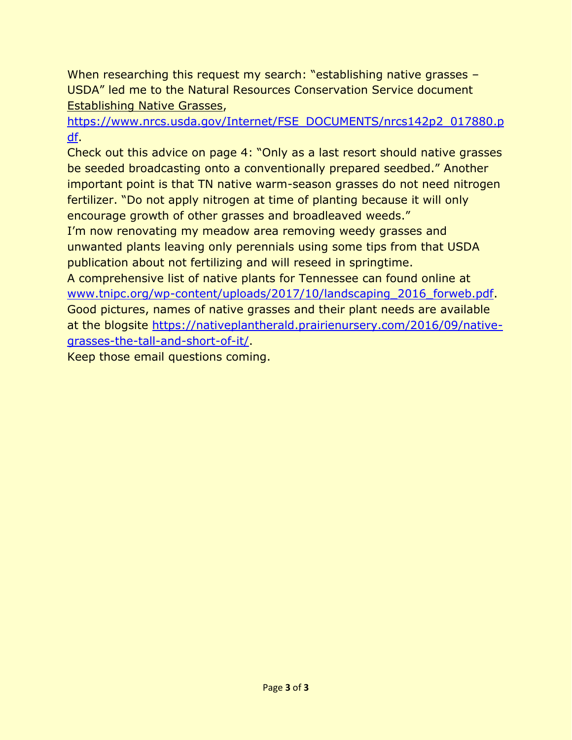When researching this request my search: "establishing native grasses – USDA" led me to the Natural Resources Conservation Service document Establishing Native Grasses, https://www.nrcs.usda.gov/Internet/FSE_DOCUMENTS/nrcs142p2_017880.pdf.

Check out this advice on page 4: "Only as a last resort should native grasses be seeded broadcasting onto a conventionally prepared seedbed." Another important point is that TN native warm-season grasses do not need nitrogen fertilizer. "Do not apply nitrogen at time of planting because it will only encourage growth of other grasses and broadleaved weeds."

I'm now renovating my meadow area removing weedy grasses and unwanted plants leaving only perennials using some tips from that USDA publication about not fertilizing and will reseed in springtime.

A comprehensive list of native plants for Tennessee can found online at www.tnipc.org/wp-content/uploads/2017/10/landscaping_2016_forweb.pdf.

Good pictures, names of native grasses and their plant needs are available at the blogsite https://nativeplantherald.prairienursery.com/2016/09/native-grasses-the-tall-and-short-of-it/.

Keep those email questions coming.